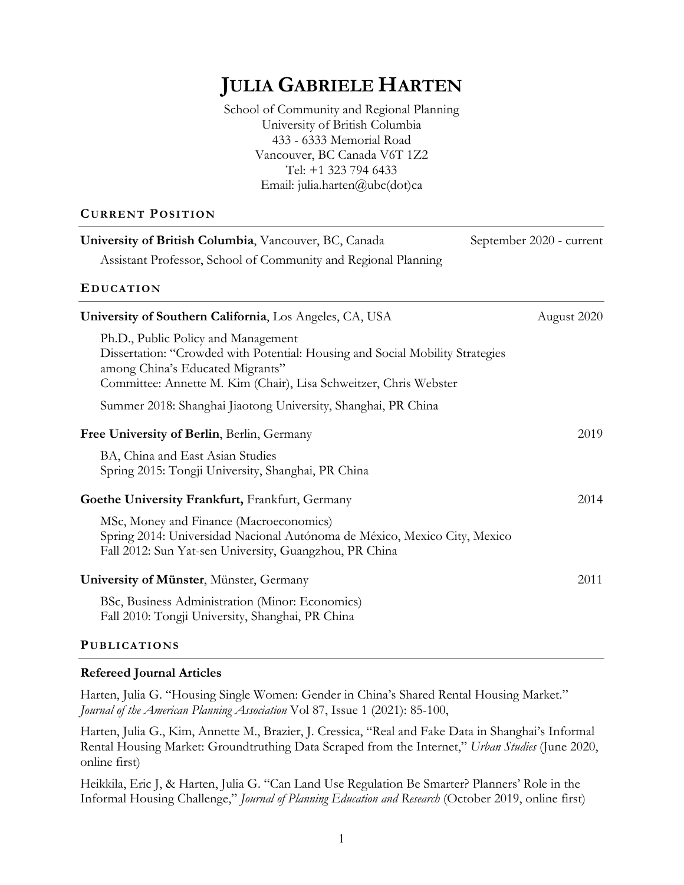# JULIA GABRIELE HARTEN

School of Community and Regional Planning
University of British Columbia
433 - 6333 Memorial Road
Vancouver, BC Canada V6T 1Z2
Tel: +1 323 794 6433
Email: julia.harten@ubc(dot)ca

## CURRENT POSITION

**University of British Columbia**, Vancouver, BC, Canada — September 2020 - current

Assistant Professor, School of Community and Regional Planning

## EDUCATION

**University of Southern California**, Los Angeles, CA, USA — August 2020

Ph.D., Public Policy and Management
Dissertation: "Crowded with Potential: Housing and Social Mobility Strategies among China's Educated Migrants"
Committee: Annette M. Kim (Chair), Lisa Schweitzer, Chris Webster

Summer 2018: Shanghai Jiaotong University, Shanghai, PR China

**Free University of Berlin**, Berlin, Germany — 2019

BA, China and East Asian Studies
Spring 2015: Tongji University, Shanghai, PR China

**Goethe University Frankfurt,** Frankfurt, Germany — 2014

MSc, Money and Finance (Macroeconomics)
Spring 2014: Universidad Nacional Autónoma de México, Mexico City, Mexico
Fall 2012: Sun Yat-sen University, Guangzhou, PR China

**University of Münster**, Münster, Germany — 2011

BSc, Business Administration (Minor: Economics)
Fall 2010: Tongji University, Shanghai, PR China

## PUBLICATIONS

### Refereed Journal Articles

Harten, Julia G. "Housing Single Women: Gender in China's Shared Rental Housing Market." *Journal of the American Planning Association* Vol 87, Issue 1 (2021): 85-100,

Harten, Julia G., Kim, Annette M., Brazier, J. Cressica, "Real and Fake Data in Shanghai's Informal Rental Housing Market: Groundtruthing Data Scraped from the Internet," *Urban Studies* (June 2020, online first)

Heikkila, Eric J, & Harten, Julia G. "Can Land Use Regulation Be Smarter? Planners' Role in the Informal Housing Challenge," *Journal of Planning Education and Research* (October 2019, online first)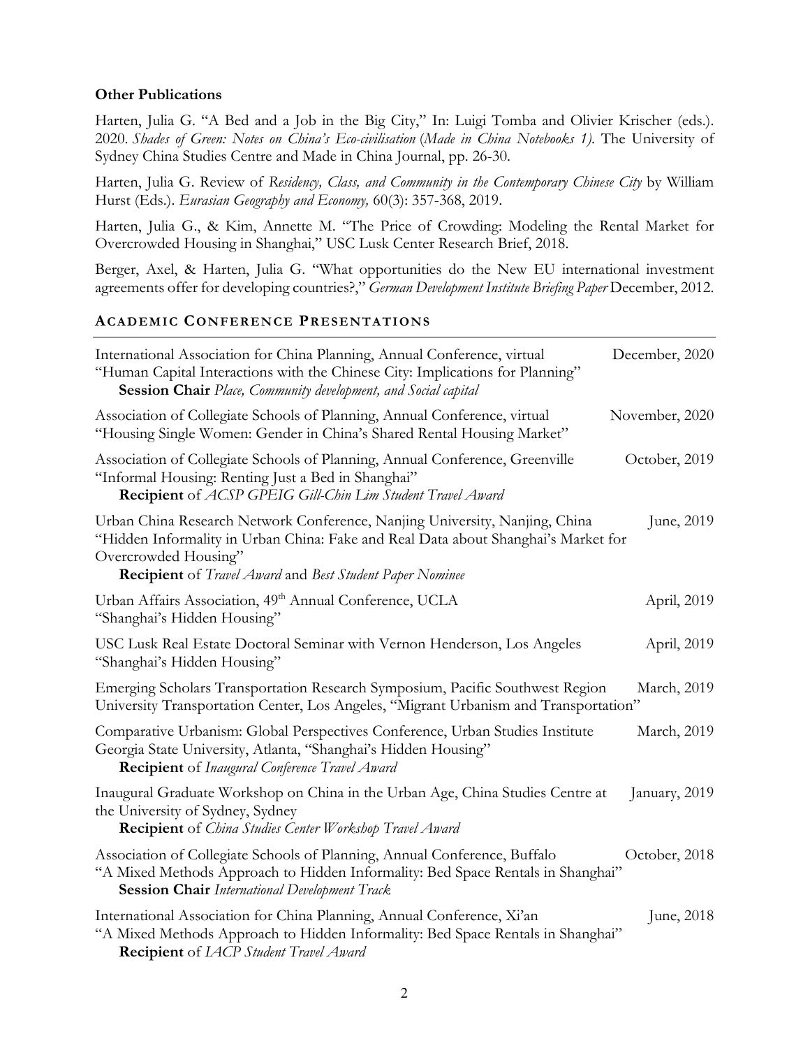### Other Publications

Harten, Julia G. "A Bed and a Job in the Big City," In: Luigi Tomba and Olivier Krischer (eds.). 2020. *Shades of Green: Notes on China's Eco-civilisation* (*Made in China Notebooks 1).* The University of Sydney China Studies Centre and Made in China Journal, pp. 26-30.

Harten, Julia G. Review of *Residency, Class, and Community in the Contemporary Chinese City* by William Hurst (Eds.). *Eurasian Geography and Economy,* 60(3): 357-368, 2019.

Harten, Julia G., & Kim, Annette M. "The Price of Crowding: Modeling the Rental Market for Overcrowded Housing in Shanghai," USC Lusk Center Research Brief, 2018.

Berger, Axel, & Harten, Julia G. "What opportunities do the New EU international investment agreements offer for developing countries?," *German Development Institute Briefing Paper* December, 2012.

## Academic Conference Presentations

International Association for China Planning, Annual Conference, virtual — December, 2020
"Human Capital Interactions with the Chinese City: Implications for Planning"
**Session Chair** *Place, Community development, and Social capital*

Association of Collegiate Schools of Planning, Annual Conference, virtual — November, 2020
"Housing Single Women: Gender in China's Shared Rental Housing Market"

Association of Collegiate Schools of Planning, Annual Conference, Greenville — October, 2019
"Informal Housing: Renting Just a Bed in Shanghai"
**Recipient** of *ACSP GPEIG Gill-Chin Lim Student Travel Award*

Urban China Research Network Conference, Nanjing University, Nanjing, China — June, 2019
"Hidden Informality in Urban China: Fake and Real Data about Shanghai's Market for Overcrowded Housing"
**Recipient** of *Travel Award* and *Best Student Paper Nominee*

Urban Affairs Association, 49th Annual Conference, UCLA — April, 2019
"Shanghai's Hidden Housing"

USC Lusk Real Estate Doctoral Seminar with Vernon Henderson, Los Angeles — April, 2019
"Shanghai's Hidden Housing"

Emerging Scholars Transportation Research Symposium, Pacific Southwest Region University Transportation Center, Los Angeles, "Migrant Urbanism and Transportation" — March, 2019

Comparative Urbanism: Global Perspectives Conference, Urban Studies Institute Georgia State University, Atlanta, "Shanghai's Hidden Housing" — March, 2019
**Recipient** of *Inaugural Conference Travel Award*

Inaugural Graduate Workshop on China in the Urban Age, China Studies Centre at the University of Sydney, Sydney — January, 2019
**Recipient** of *China Studies Center Workshop Travel Award*

Association of Collegiate Schools of Planning, Annual Conference, Buffalo — October, 2018
"A Mixed Methods Approach to Hidden Informality: Bed Space Rentals in Shanghai"
**Session Chair** *International Development Track*

International Association for China Planning, Annual Conference, Xi'an — June, 2018
"A Mixed Methods Approach to Hidden Informality: Bed Space Rentals in Shanghai"
**Recipient** of *IACP Student Travel Award*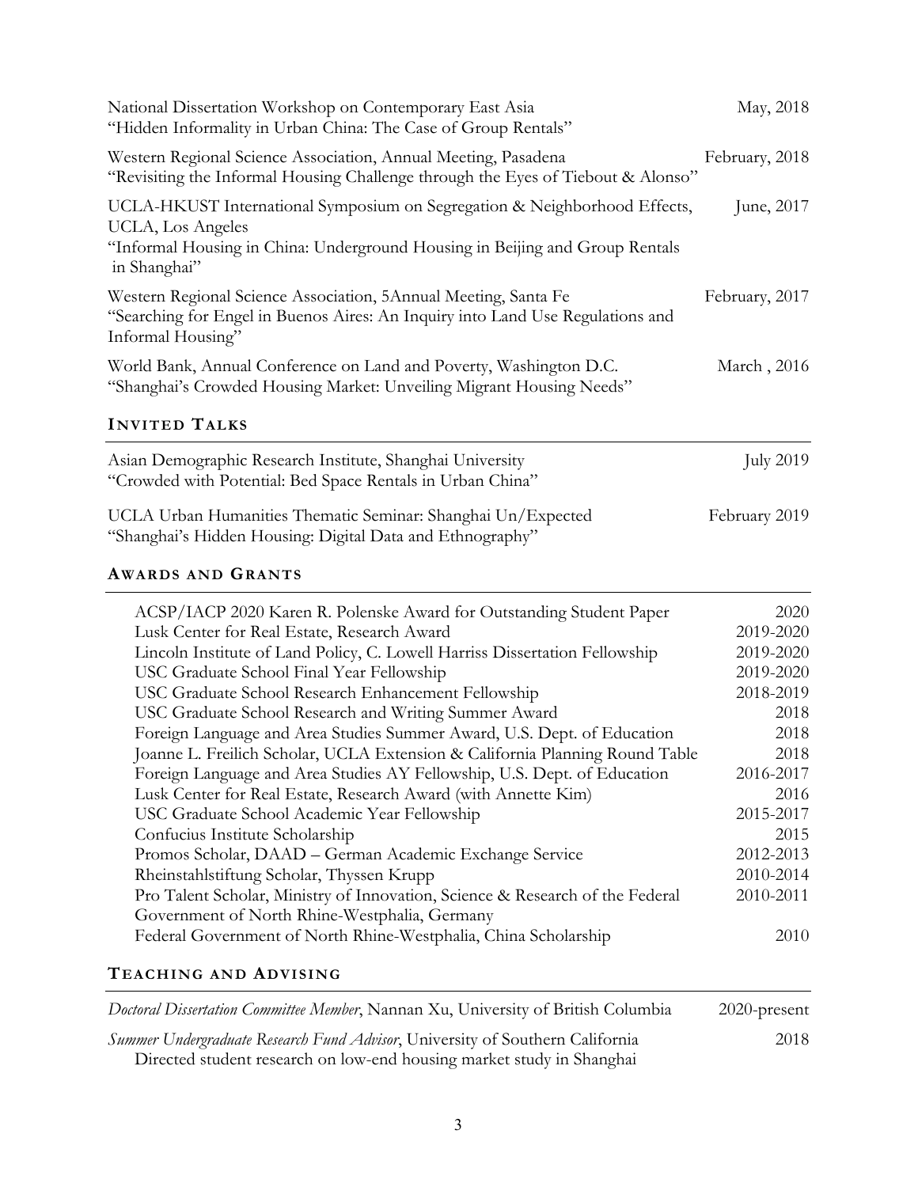National Dissertation Workshop on Contemporary East Asia — May, 2018
"Hidden Informality in Urban China: The Case of Group Rentals"

Western Regional Science Association, Annual Meeting, Pasadena — February, 2018
"Revisiting the Informal Housing Challenge through the Eyes of Tiebout & Alonso"

UCLA-HKUST International Symposium on Segregation & Neighborhood Effects, UCLA, Los Angeles — June, 2017
"Informal Housing in China: Underground Housing in Beijing and Group Rentals in Shanghai"

Western Regional Science Association, 5Annual Meeting, Santa Fe — February, 2017
"Searching for Engel in Buenos Aires: An Inquiry into Land Use Regulations and Informal Housing"

World Bank, Annual Conference on Land and Poverty, Washington D.C. — March , 2016
"Shanghai's Crowded Housing Market: Unveiling Migrant Housing Needs"

## INVITED TALKS

Asian Demographic Research Institute, Shanghai University — July 2019
"Crowded with Potential: Bed Space Rentals in Urban China"

UCLA Urban Humanities Thematic Seminar: Shanghai Un/Expected — February 2019
"Shanghai's Hidden Housing: Digital Data and Ethnography"

## AWARDS AND GRANTS

| | |
|---|---|
| ACSP/IACP 2020 Karen R. Polenske Award for Outstanding Student Paper | 2020 |
| Lusk Center for Real Estate, Research Award | 2019-2020 |
| Lincoln Institute of Land Policy, C. Lowell Harriss Dissertation Fellowship | 2019-2020 |
| USC Graduate School Final Year Fellowship | 2019-2020 |
| USC Graduate School Research Enhancement Fellowship | 2018-2019 |
| USC Graduate School Research and Writing Summer Award | 2018 |
| Foreign Language and Area Studies Summer Award, U.S. Dept. of Education | 2018 |
| Joanne L. Freilich Scholar, UCLA Extension & California Planning Round Table | 2018 |
| Foreign Language and Area Studies AY Fellowship, U.S. Dept. of Education | 2016-2017 |
| Lusk Center for Real Estate, Research Award (with Annette Kim) | 2016 |
| USC Graduate School Academic Year Fellowship | 2015-2017 |
| Confucius Institute Scholarship | 2015 |
| Promos Scholar, DAAD – German Academic Exchange Service | 2012-2013 |
| Rheinstahlstiftung Scholar, Thyssen Krupp | 2010-2014 |
| Pro Talent Scholar, Ministry of Innovation, Science & Research of the Federal Government of North Rhine-Westphalia, Germany | 2010-2011 |
| Federal Government of North Rhine-Westphalia, China Scholarship | 2010 |

## TEACHING AND ADVISING

*Doctoral Dissertation Committee Member*, Nannan Xu, University of British Columbia — 2020-present

*Summer Undergraduate Research Fund Advisor*, University of Southern California — 2018
Directed student research on low-end housing market study in Shanghai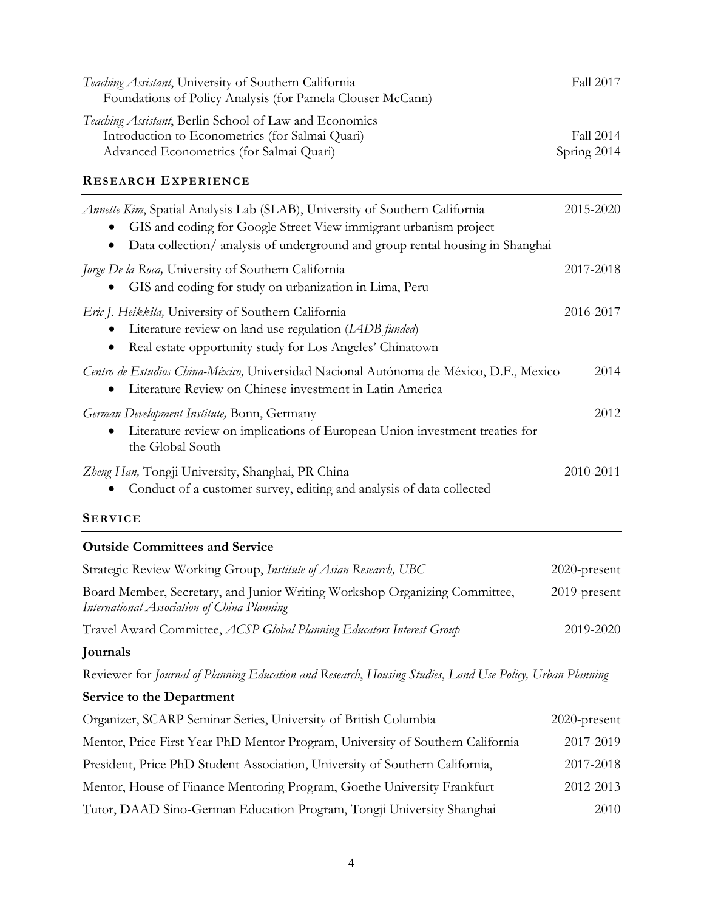*Teaching Assistant*, University of Southern California — Fall 2017
Foundations of Policy Analysis (for Pamela Clouser McCann)

*Teaching Assistant*, Berlin School of Law and Economics
Introduction to Econometrics (for Salmai Quari) — Fall 2014
Advanced Econometrics (for Salmai Quari) — Spring 2014

## RESEARCH EXPERIENCE

*Annette Kim*, Spatial Analysis Lab (SLAB), University of Southern California — 2015-2020

- GIS and coding for Google Street View immigrant urbanism project
- Data collection/ analysis of underground and group rental housing in Shanghai

*Jorge De la Roca,* University of Southern California — 2017-2018

- GIS and coding for study on urbanization in Lima, Peru

*Eric J. Heikkila,* University of Southern California — 2016-2017

- Literature review on land use regulation (*IADB funded*)
- Real estate opportunity study for Los Angeles' Chinatown

*Centro de Estudios China-México,* Universidad Nacional Autónoma de México, D.F., Mexico — 2014

- Literature Review on Chinese investment in Latin America

*German Development Institute,* Bonn, Germany — 2012

- Literature review on implications of European Union investment treaties for the Global South

*Zheng Han,* Tongji University, Shanghai, PR China — 2010-2011

- Conduct of a customer survey, editing and analysis of data collected

## SERVICE

### Outside Committees and Service

Strategic Review Working Group, *Institute of Asian Research, UBC* — 2020-present

Board Member, Secretary, and Junior Writing Workshop Organizing Committee, *International Association of China Planning* — 2019-present

Travel Award Committee, *ACSP Global Planning Educators Interest Group* — 2019-2020

### Journals

Reviewer for *Journal of Planning Education and Research*, *Housing Studies*, *Land Use Policy, Urban Planning*

### Service to the Department

Organizer, SCARP Seminar Series, University of British Columbia — 2020-present

Mentor, Price First Year PhD Mentor Program, University of Southern California — 2017-2019

President, Price PhD Student Association, University of Southern California, — 2017-2018

Mentor, House of Finance Mentoring Program, Goethe University Frankfurt — 2012-2013

Tutor, DAAD Sino-German Education Program, Tongji University Shanghai — 2010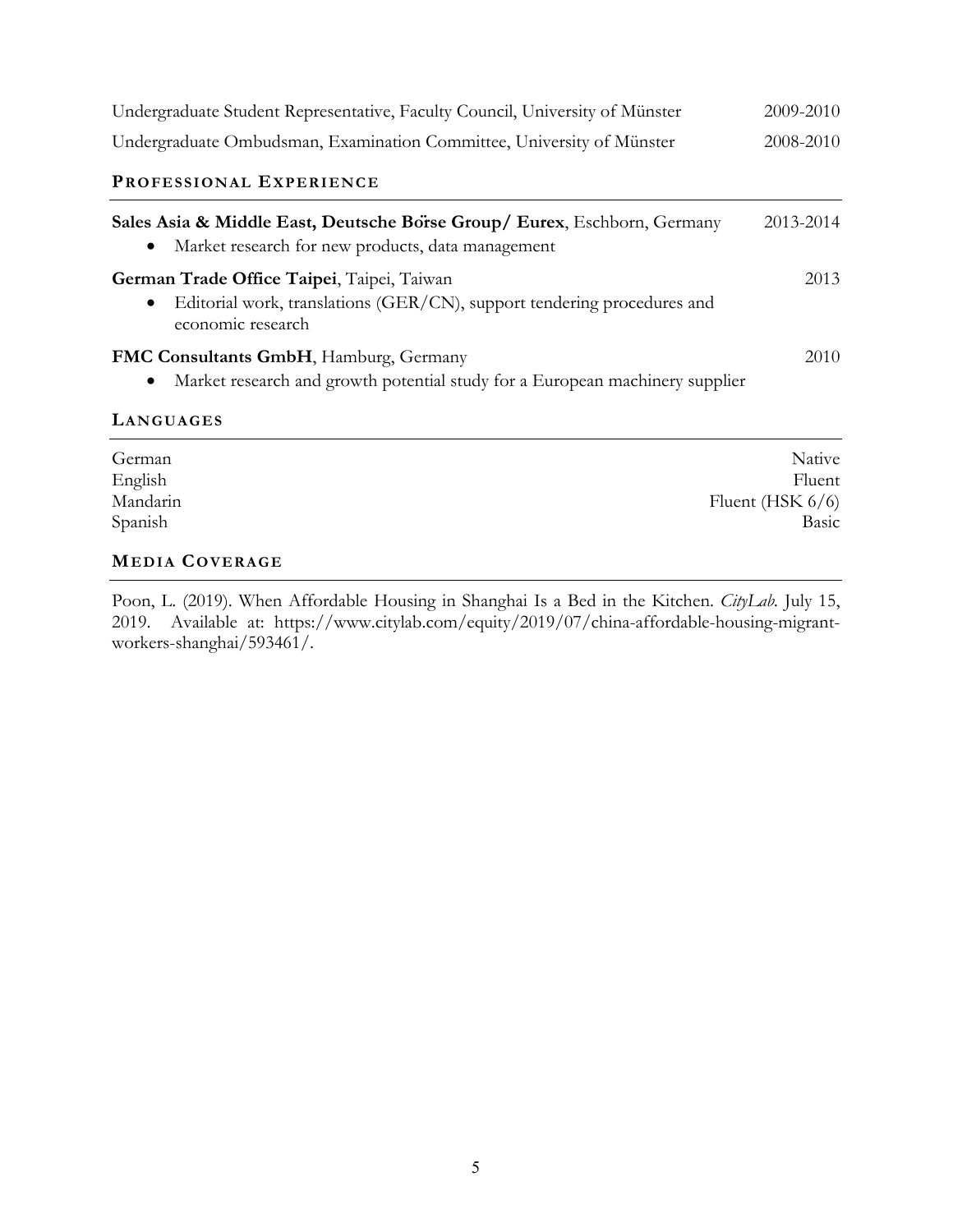Undergraduate Student Representative, Faculty Council, University of Münster 2009-2010

Undergraduate Ombudsman, Examination Committee, University of Münster 2008-2010

## PROFESSIONAL EXPERIENCE

**Sales Asia & Middle East, Deutsche Börse Group/ Eurex**, Eschborn, Germany 2013-2014

- Market research for new products, data management

**German Trade Office Taipei**, Taipei, Taiwan 2013

- Editorial work, translations (GER/CN), support tendering procedures and economic research

**FMC Consultants GmbH**, Hamburg, Germany 2010

- Market research and growth potential study for a European machinery supplier

## LANGUAGES

| | |
|---|---|
| German | Native |
| English | Fluent |
| Mandarin | Fluent (HSK 6/6) |
| Spanish | Basic |

## MEDIA COVERAGE

Poon, L. (2019). When Affordable Housing in Shanghai Is a Bed in the Kitchen. *CityLab*. July 15, 2019. Available at: https://www.citylab.com/equity/2019/07/china-affordable-housing-migrant-workers-shanghai/593461/.